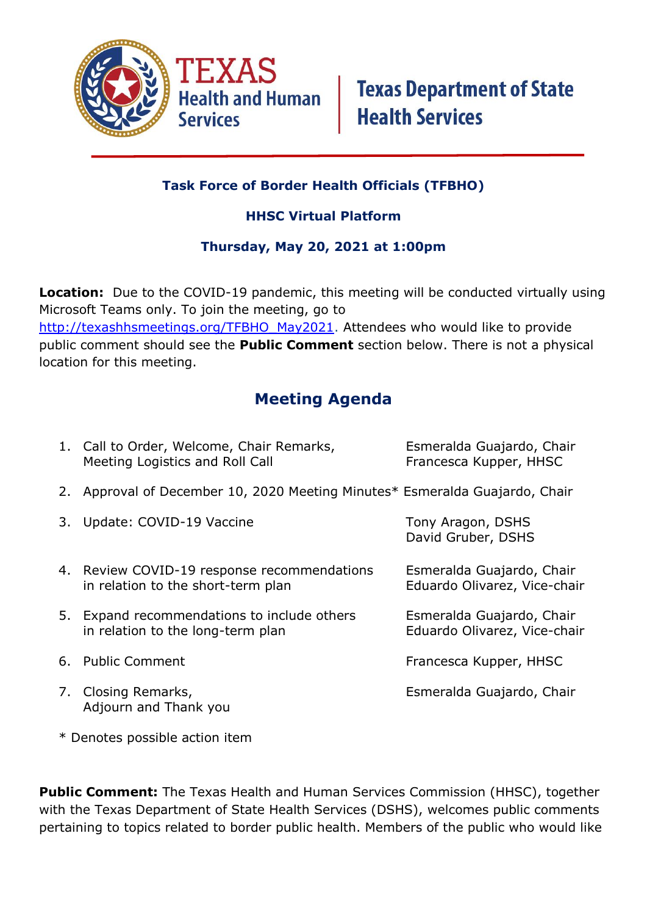Texas Health and Human Services | Texas Department of State Health Services

**Task Force of Border Health Officials (TFBHO)**

**HHSC Virtual Platform**

**Thursday, May 20, 2021 at 1:00pm**

**Location:** Due to the COVID-19 pandemic, this meeting will be conducted virtually using Microsoft Teams only. To join the meeting, go to [http://texashhsmeetings.org/TFBHO_May2021](http://texashhsmeetings.org/TFBHO_May2021). Attendees who would like to provide public comment should see the **Public Comment** section below. There is not a physical location for this meeting.

## Meeting Agenda

| | Agenda Item | Presenter(s) |
|---|---|---|
| 1. | Call to Order, Welcome, Chair Remarks, Meeting Logistics and Roll Call | Esmeralda Guajardo, Chair; Francesca Kupper, HHSC |
| 2. | Approval of December 10, 2020 Meeting Minutes* | Esmeralda Guajardo, Chair |
| 3. | Update: COVID-19 Vaccine | Tony Aragon, DSHS; David Gruber, DSHS |
| 4. | Review COVID-19 response recommendations in relation to the short-term plan | Esmeralda Guajardo, Chair; Eduardo Olivarez, Vice-chair |
| 5. | Expand recommendations to include others in relation to the long-term plan | Esmeralda Guajardo, Chair; Eduardo Olivarez, Vice-chair |
| 6. | Public Comment | Francesca Kupper, HHSC |
| 7. | Closing Remarks, Adjourn and Thank you | Esmeralda Guajardo, Chair |

* Denotes possible action item

**Public Comment:** The Texas Health and Human Services Commission (HHSC), together with the Texas Department of State Health Services (DSHS), welcomes public comments pertaining to topics related to border public health. Members of the public who would like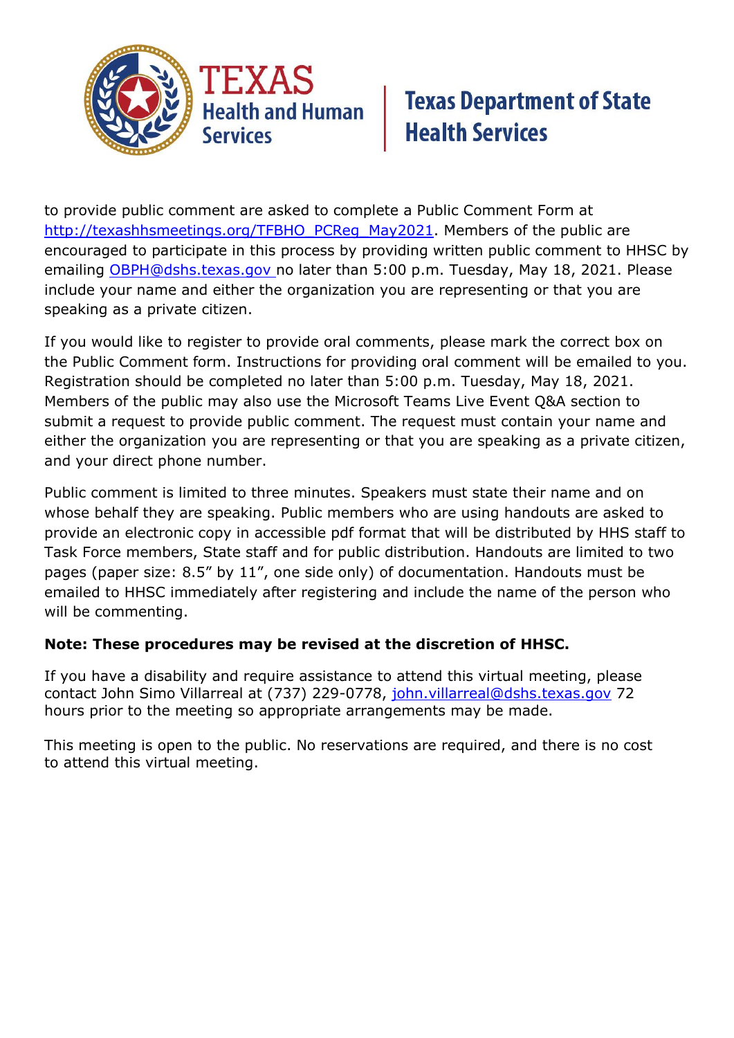to provide public comment are asked to complete a Public Comment Form at http://texashhsmeetings.org/TFBHO_PCReg_May2021. Members of the public are encouraged to participate in this process by providing written public comment to HHSC by emailing OBPH@dshs.texas.gov no later than 5:00 p.m. Tuesday, May 18, 2021. Please include your name and either the organization you are representing or that you are speaking as a private citizen.

If you would like to register to provide oral comments, please mark the correct box on the Public Comment form. Instructions for providing oral comment will be emailed to you. Registration should be completed no later than 5:00 p.m. Tuesday, May 18, 2021. Members of the public may also use the Microsoft Teams Live Event Q&A section to submit a request to provide public comment. The request must contain your name and either the organization you are representing or that you are speaking as a private citizen, and your direct phone number.

Public comment is limited to three minutes. Speakers must state their name and on whose behalf they are speaking. Public members who are using handouts are asked to provide an electronic copy in accessible pdf format that will be distributed by HHS staff to Task Force members, State staff and for public distribution. Handouts are limited to two pages (paper size: 8.5" by 11", one side only) of documentation. Handouts must be emailed to HHSC immediately after registering and include the name of the person who will be commenting.

**Note: These procedures may be revised at the discretion of HHSC.**

If you have a disability and require assistance to attend this virtual meeting, please contact John Simo Villarreal at (737) 229-0778, john.villarreal@dshs.texas.gov 72 hours prior to the meeting so appropriate arrangements may be made.

This meeting is open to the public. No reservations are required, and there is no cost to attend this virtual meeting.